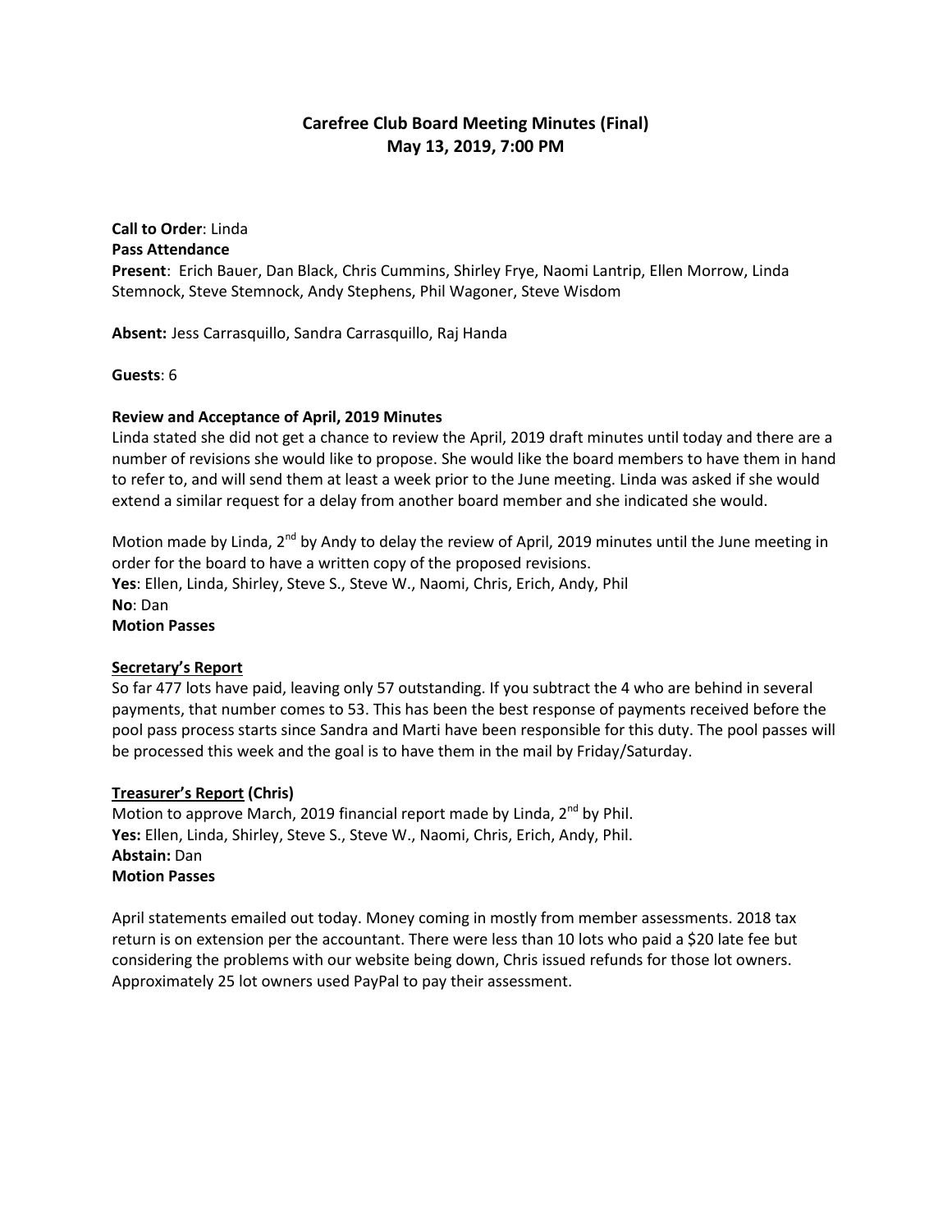# Carefree Club Board Meeting Minutes (Final)
## May 13, 2019, 7:00 PM

**Call to Order**: Linda
**Pass Attendance**
**Present**: Erich Bauer, Dan Black, Chris Cummins, Shirley Frye, Naomi Lantrip, Ellen Morrow, Linda Stemnock, Steve Stemnock, Andy Stephens, Phil Wagoner, Steve Wisdom

**Absent:** Jess Carrasquillo, Sandra Carrasquillo, Raj Handa

**Guests**: 6

**Review and Acceptance of April, 2019 Minutes**
Linda stated she did not get a chance to review the April, 2019 draft minutes until today and there are a number of revisions she would like to propose. She would like the board members to have them in hand to refer to, and will send them at least a week prior to the June meeting. Linda was asked if she would extend a similar request for a delay from another board member and she indicated she would.

Motion made by Linda, 2nd by Andy to delay the review of April, 2019 minutes until the June meeting in order for the board to have a written copy of the proposed revisions.
**Yes**: Ellen, Linda, Shirley, Steve S., Steve W., Naomi, Chris, Erich, Andy, Phil
**No**: Dan
**Motion Passes**

**Secretary's Report**
So far 477 lots have paid, leaving only 57 outstanding. If you subtract the 4 who are behind in several payments, that number comes to 53. This has been the best response of payments received before the pool pass process starts since Sandra and Marti have been responsible for this duty. The pool passes will be processed this week and the goal is to have them in the mail by Friday/Saturday.

**Treasurer's Report (Chris)**
Motion to approve March, 2019 financial report made by Linda, 2nd by Phil.
**Yes:** Ellen, Linda, Shirley, Steve S., Steve W., Naomi, Chris, Erich, Andy, Phil.
**Abstain:** Dan
**Motion Passes**

April statements emailed out today. Money coming in mostly from member assessments. 2018 tax return is on extension per the accountant. There were less than 10 lots who paid a $20 late fee but considering the problems with our website being down, Chris issued refunds for those lot owners. Approximately 25 lot owners used PayPal to pay their assessment.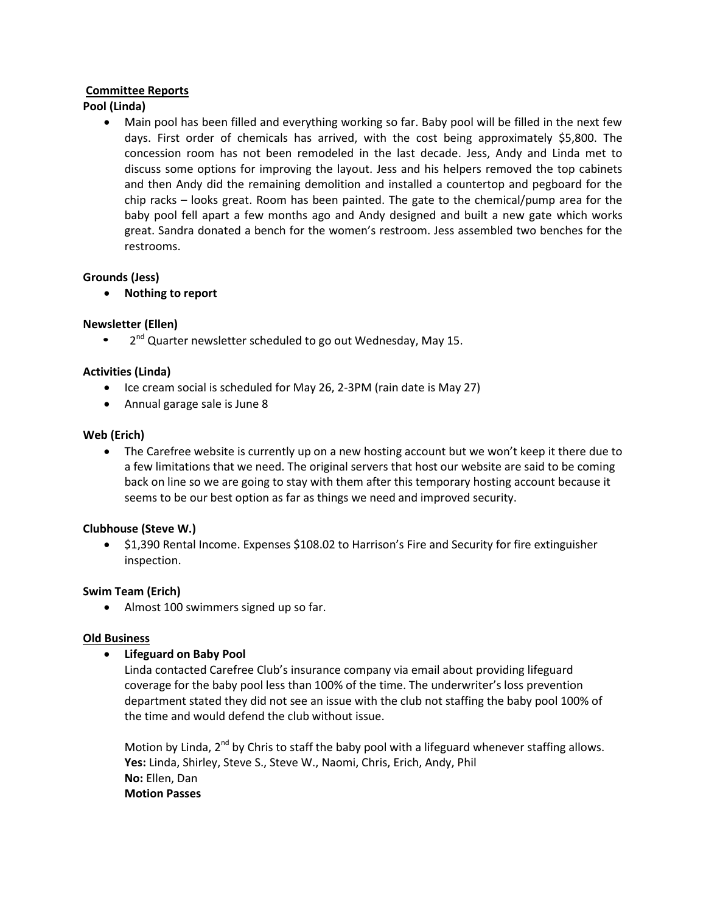## Committee Reports

**Pool (Linda)**

- Main pool has been filled and everything working so far. Baby pool will be filled in the next few days. First order of chemicals has arrived, with the cost being approximately $5,800. The concession room has not been remodeled in the last decade. Jess, Andy and Linda met to discuss some options for improving the layout. Jess and his helpers removed the top cabinets and then Andy did the remaining demolition and installed a countertop and pegboard for the chip racks – looks great. Room has been painted. The gate to the chemical/pump area for the baby pool fell apart a few months ago and Andy designed and built a new gate which works great. Sandra donated a bench for the women's restroom. Jess assembled two benches for the restrooms.

**Grounds (Jess)**

- **Nothing to report**

**Newsletter (Ellen)**

- 2nd Quarter newsletter scheduled to go out Wednesday, May 15.

**Activities (Linda)**

- Ice cream social is scheduled for May 26, 2-3PM (rain date is May 27)
- Annual garage sale is June 8

**Web (Erich)**

- The Carefree website is currently up on a new hosting account but we won't keep it there due to a few limitations that we need. The original servers that host our website are said to be coming back on line so we are going to stay with them after this temporary hosting account because it seems to be our best option as far as things we need and improved security.

**Clubhouse (Steve W.)**

- $1,390 Rental Income. Expenses $108.02 to Harrison's Fire and Security for fire extinguisher inspection.

**Swim Team (Erich)**

- Almost 100 swimmers signed up so far.

## Old Business

- **Lifeguard on Baby Pool**

  Linda contacted Carefree Club's insurance company via email about providing lifeguard coverage for the baby pool less than 100% of the time. The underwriter's loss prevention department stated they did not see an issue with the club not staffing the baby pool 100% of the time and would defend the club without issue.

  Motion by Linda, 2nd by Chris to staff the baby pool with a lifeguard whenever staffing allows.
  **Yes:** Linda, Shirley, Steve S., Steve W., Naomi, Chris, Erich, Andy, Phil
  **No:** Ellen, Dan
  **Motion Passes**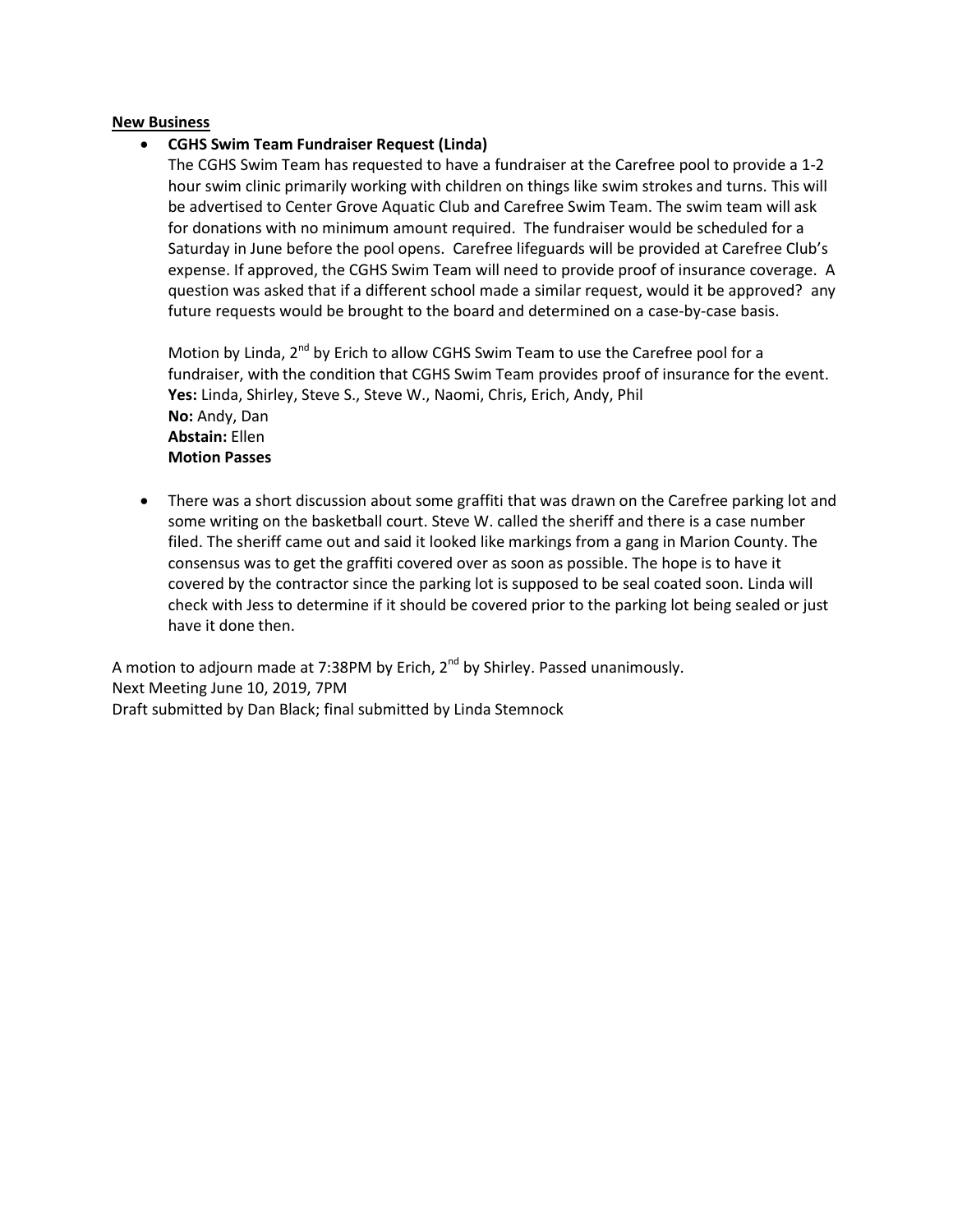**New Business**

- **CGHS Swim Team Fundraiser Request (Linda)**
  The CGHS Swim Team has requested to have a fundraiser at the Carefree pool to provide a 1-2 hour swim clinic primarily working with children on things like swim strokes and turns. This will be advertised to Center Grove Aquatic Club and Carefree Swim Team. The swim team will ask for donations with no minimum amount required. The fundraiser would be scheduled for a Saturday in June before the pool opens. Carefree lifeguards will be provided at Carefree Club's expense. If approved, the CGHS Swim Team will need to provide proof of insurance coverage. A question was asked that if a different school made a similar request, would it be approved? any future requests would be brought to the board and determined on a case-by-case basis.

  Motion by Linda, 2nd by Erich to allow CGHS Swim Team to use the Carefree pool for a fundraiser, with the condition that CGHS Swim Team provides proof of insurance for the event.
  **Yes:** Linda, Shirley, Steve S., Steve W., Naomi, Chris, Erich, Andy, Phil
  **No:** Andy, Dan
  **Abstain:** Ellen
  **Motion Passes**

- There was a short discussion about some graffiti that was drawn on the Carefree parking lot and some writing on the basketball court. Steve W. called the sheriff and there is a case number filed. The sheriff came out and said it looked like markings from a gang in Marion County. The consensus was to get the graffiti covered over as soon as possible. The hope is to have it covered by the contractor since the parking lot is supposed to be seal coated soon. Linda will check with Jess to determine if it should be covered prior to the parking lot being sealed or just have it done then.

A motion to adjourn made at 7:38PM by Erich, 2nd by Shirley. Passed unanimously.
Next Meeting June 10, 2019, 7PM
Draft submitted by Dan Black; final submitted by Linda Stemnock